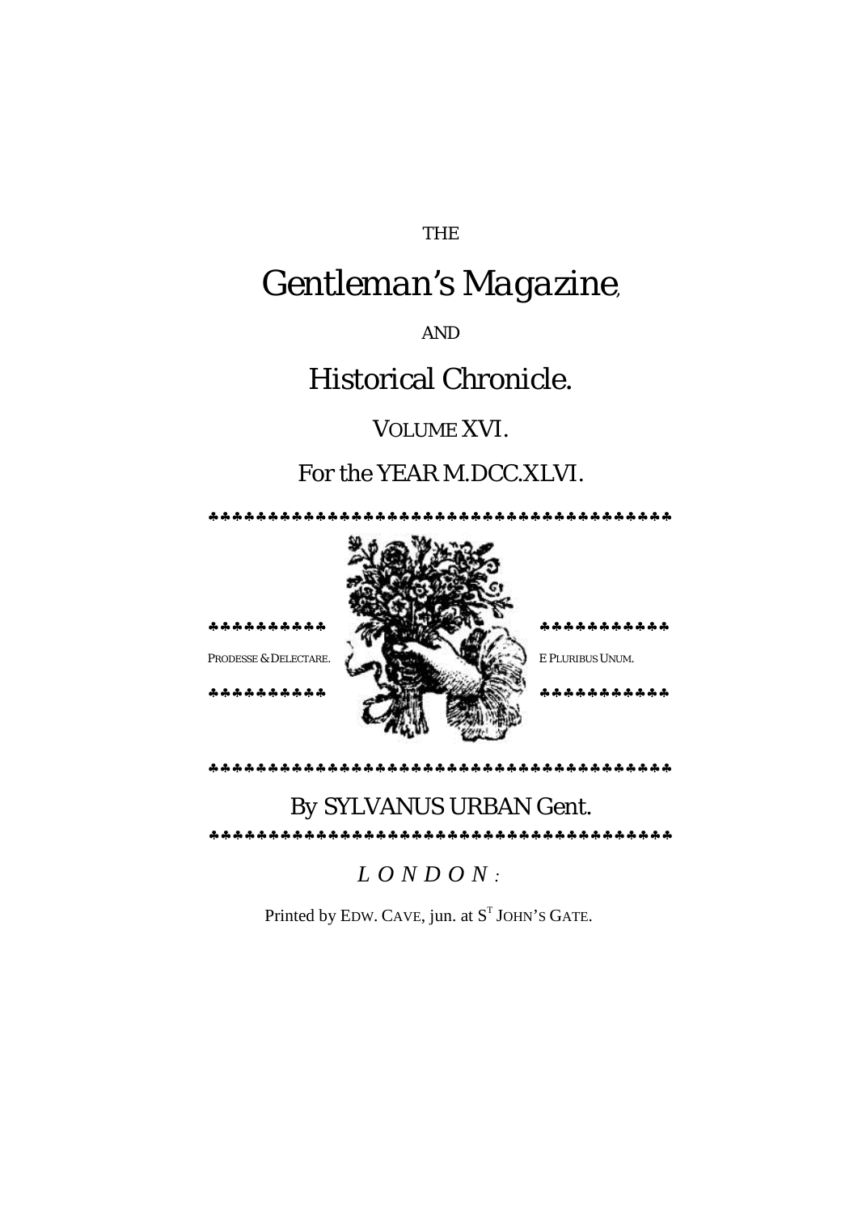THE

# Gentleman's Magazine,

AND

# Historical Chronicle.

VOLUME XVI.

For the YEAR M.DCC.XLVI.

♣♣♣♣♣♣♣♣♣♣♣♣♣♣♣♣♣♣♣♣♣♣♣♣♣♣♣♣♣♣♣♣♣♣♣♣♣♣♣♣

♣♣♣♣♣♣♣♣♣♣ ♣♣♣♣♣♣♣♣♣♣♣

PRODESSE & DELECTARE. E PLURIBUS UNUM.

♣♣♣♣♣♣♣♣♣♣ ♣♣♣♣♣♣♣♣♣♣♣

♣♣♣♣♣♣♣♣♣♣♣♣♣♣♣♣♣♣♣♣♣♣♣♣♣♣♣♣♣♣♣♣♣♣♣♣♣♣♣♣

By SYLVANUS URBAN Gent.

♣♣♣♣♣♣♣♣♣♣♣♣♣♣♣♣♣♣♣♣♣♣♣♣♣♣♣♣♣♣♣♣♣♣♣♣♣♣♣♣

*LONDON:*

Printed by EDW. CAVE, jun. at ST JOHN'S GATE.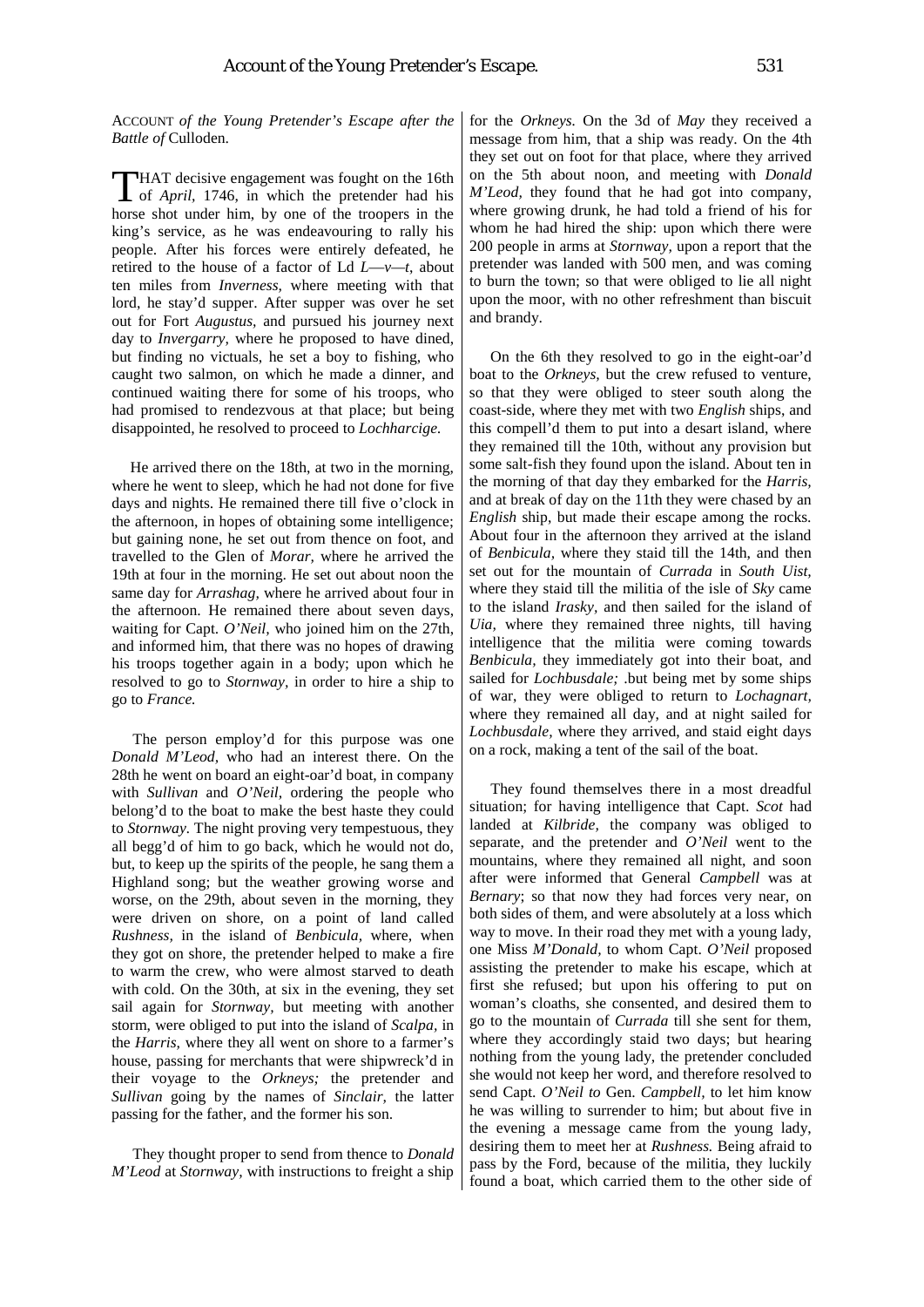ACCOUNT *of the Young Pretender's Escape after the Battle of* Culloden.

THAT decisive engagement was fought on the 16th of *April*, 1746, in which the pretender had his horse shot under him, by one of the troopers in the king's service, as he was endeavouring to rally his people. After his forces were entirely defeated, he retired to the house of a factor of Ld *L—v—t*, about ten miles from *Inverness*, where meeting with that lord, he stay'd supper. After supper was over he set out for Fort *Augustus*, and pursued his journey next day to *Invergarry*, where he proposed to have dined, but finding no victuals, he set a boy to fishing, who caught two salmon, on which he made a dinner, and continued waiting there for some of his troops, who had promised to rendezvous at that place; but being disappointed, he resolved to proceed to *Lochharcige*.

He arrived there on the 18th, at two in the morning, where he went to sleep, which he had not done for five days and nights. He remained there till five o'clock in the afternoon, in hopes of obtaining some intelligence; but gaining none, he set out from thence on foot, and travelled to the Glen of *Morar*, where he arrived the 19th at four in the morning. He set out about noon the same day for *Arrashag*, where he arrived about four in the afternoon. He remained there about seven days, waiting for Capt. *O'Neil*, who joined him on the 27th, and informed him, that there was no hopes of drawing his troops together again in a body; upon which he resolved to go to *Stornway*, in order to hire a ship to go to *France*.

The person employ'd for this purpose was one *Donald M'Leod*, who had an interest there. On the 28th he went on board an eight-oar'd boat, in company with *Sullivan* and *O'Neil*, ordering the people who belong'd to the boat to make the best haste they could to *Stornway*. The night proving very tempestuous, they all begg'd of him to go back, which he would not do, but, to keep up the spirits of the people, he sang them a Highland song; but the weather growing worse and worse, on the 29th, about seven in the morning, they were driven on shore, on a point of land called *Rushness*, in the island of *Benbicula*, where, when they got on shore, the pretender helped to make a fire to warm the crew, who were almost starved to death with cold. On the 30th, at six in the evening, they set sail again for *Stornway*, but meeting with another storm, were obliged to put into the island of *Scalpa*, in the *Harris*, where they all went on shore to a farmer's house, passing for merchants that were shipwreck'd in their voyage to the *Orkneys;* the pretender and *Sullivan* going by the names of *Sinclair*, the latter passing for the father, and the former his son.

They thought proper to send from thence to *Donald M'Leod* at *Stornway*, with instructions to freight a ship for the *Orkneys*. On the 3d of *May* they received a message from him, that a ship was ready. On the 4th they set out on foot for that place, where they arrived on the 5th about noon, and meeting with *Donald M'Leod*, they found that he had got into company, where growing drunk, he had told a friend of his for whom he had hired the ship: upon which there were 200 people in arms at *Stornway*, upon a report that the pretender was landed with 500 men, and was coming to burn the town; so that were obliged to lie all night upon the moor, with no other refreshment than biscuit and brandy.

On the 6th they resolved to go in the eight-oar'd boat to the *Orkneys*, but the crew refused to venture, so that they were obliged to steer south along the coast-side, where they met with two *English* ships, and this compell'd them to put into a desart island, where they remained till the 10th, without any provision but some salt-fish they found upon the island. About ten in the morning of that day they embarked for the *Harris*, and at break of day on the 11th they were chased by an *English* ship, but made their escape among the rocks. About four in the afternoon they arrived at the island of *Benbicula*, where they staid till the 14th, and then set out for the mountain of *Currada* in *South Uist*, where they staid till the militia of the isle of *Sky* came to the island *Irasky*, and then sailed for the island of *Uia*, where they remained three nights, till having intelligence that the militia were coming towards *Benbicula*, they immediately got into their boat, and sailed for *Lochbusdale;* .but being met by some ships of war, they were obliged to return to *Lochagnart*, where they remained all day, and at night sailed for *Lochbusdale*, where they arrived, and staid eight days on a rock, making a tent of the sail of the boat.

They found themselves there in a most dreadful situation; for having intelligence that Capt. *Scot* had landed at *Kilbride*, the company was obliged to separate, and the pretender and *O'Neil* went to the mountains, where they remained all night, and soon after were informed that General *Campbell* was at *Bernary*; so that now they had forces very near, on both sides of them, and were absolutely at a loss which way to move. In their road they met with a young lady, one Miss *M'Donald*, to whom Capt. *O'Neil* proposed assisting the pretender to make his escape, which at first she refused; but upon his offering to put on woman's cloaths, she consented, and desired them to go to the mountain of *Currada* till she sent for them, where they accordingly staid two days; but hearing nothing from the young lady, the pretender concluded she would not keep her word, and therefore resolved to send Capt. *O'Neil to* Gen. *Campbell*, to let him know he was willing to surrender to him; but about five in the evening a message came from the young lady, desiring them to meet her at *Rushness*. Being afraid to pass by the Ford, because of the militia, they luckily found a boat, which carried them to the other side of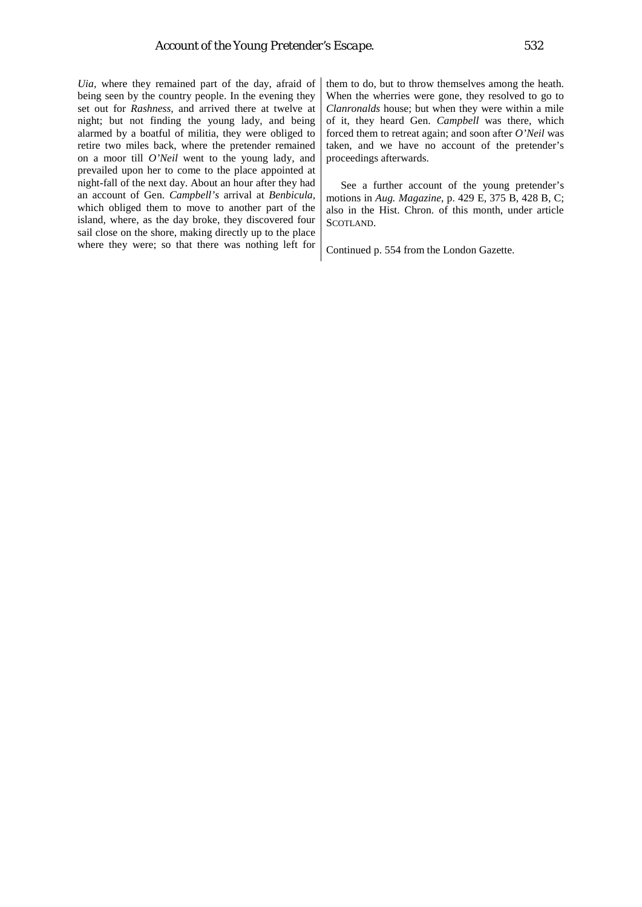*Uia*, where they remained part of the day, afraid of being seen by the country people. In the evening they set out for *Rashness*, and arrived there at twelve at night; but not finding the young lady, and being alarmed by a boatful of militia, they were obliged to retire two miles back, where the pretender remained on a moor till *O'Neil* went to the young lady, and prevailed upon her to come to the place appointed at night-fall of the next day. About an hour after they had an account of Gen. *Campbell's* arrival at *Benbicula*, which obliged them to move to another part of the island, where, as the day broke, they discovered four sail close on the shore, making directly up to the place where they were; so that there was nothing left for them to do, but to throw themselves among the heath. When the wherries were gone, they resolved to go to *Clanronalds* house; but when they were within a mile of it, they heard Gen. *Campbell* was there, which forced them to retreat again; and soon after *O'Neil* was taken, and we have no account of the pretender's proceedings afterwards.

See a further account of the young pretender's motions in *Aug. Magazine*, p. 429 E, 375 B, 428 B, C; also in the Hist. Chron. of this month, under article SCOTLAND.

Continued p. 554 from the London Gazette.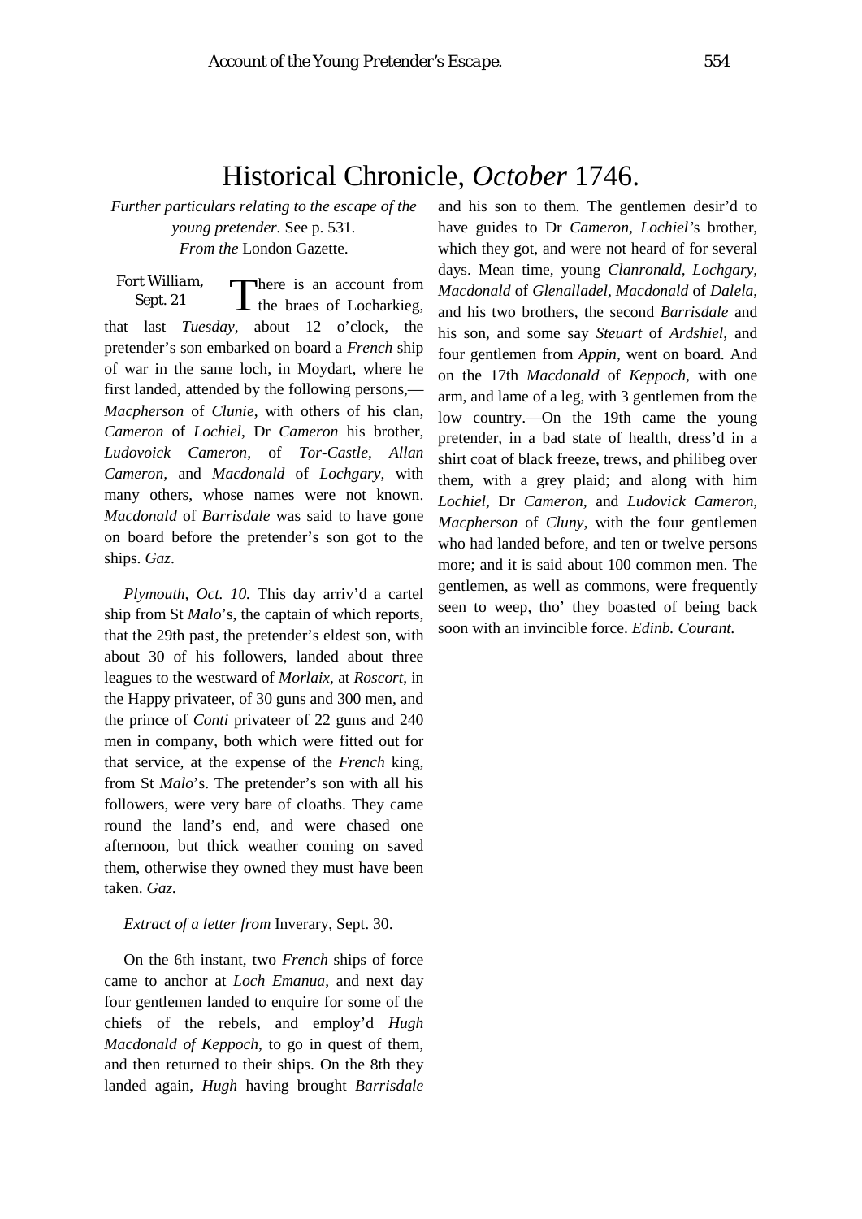# Historical Chronicle, *October* 1746.

*Further particulars relating to the escape of the young pretender.* See p. 531.
*From the* London Gazette.

*Fort William, Sept. 21* There is an account from the braes of Locharkieg, that last *Tuesday*, about 12 o'clock, the pretender's son embarked on board a *French* ship of war in the same loch, in Moydart, where he first landed, attended by the following persons,—*Macpherson* of *Clunie*, with others of his clan, *Cameron* of *Lochiel*, Dr *Cameron* his brother, *Ludovoick Cameron*, of *Tor-Castle*, *Allan Cameron*, and *Macdonald* of *Lochgary*, with many others, whose names were not known. *Macdonald* of *Barrisdale* was said to have gone on board before the pretender's son got to the ships. *Gaz*.

*Plymouth, Oct. 10.* This day arriv'd a cartel ship from St *Malo*'s, the captain of which reports, that the 29th past, the pretender's eldest son, with about 30 of his followers, landed about three leagues to the westward of *Morlaix*, at *Roscort*, in the Happy privateer, of 30 guns and 300 men, and the prince of *Conti* privateer of 22 guns and 240 men in company, both which were fitted out for that service, at the expense of the *French* king, from St *Malo*'s. The pretender's son with all his followers, were very bare of cloaths. They came round the land's end, and were chased one afternoon, but thick weather coming on saved them, otherwise they owned they must have been taken. *Gaz.*

*Extract of a letter from* Inverary, Sept. 30.

On the 6th instant, two *French* ships of force came to anchor at *Loch Emanua*, and next day four gentlemen landed to enquire for some of the chiefs of the rebels, and employ'd *Hugh Macdonald of Keppoch*, to go in quest of them, and then returned to their ships. On the 8th they landed again, *Hugh* having brought *Barrisdale* and his son to them. The gentlemen desir'd to have guides to Dr *Cameron*, *Lochiel*'s brother, which they got, and were not heard of for several days. Mean time, young *Clanronald*, *Lochgary*, *Macdonald* of *Glenalladel*, *Macdonald* of *Dalela*, and his two brothers, the second *Barrisdale* and his son, and some say *Steuart* of *Ardshiel*, and four gentlemen from *Appin*, went on board. And on the 17th *Macdonald* of *Keppoch*, with one arm, and lame of a leg, with 3 gentlemen from the low country.—On the 19th came the young pretender, in a bad state of health, dress'd in a shirt coat of black freeze, trews, and philibeg over them, with a grey plaid; and along with him *Lochiel*, Dr *Cameron*, and *Ludovick Cameron*, *Macpherson* of *Cluny*, with the four gentlemen who had landed before, and ten or twelve persons more; and it is said about 100 common men. The gentlemen, as well as commons, were frequently seen to weep, tho' they boasted of being back soon with an invincible force. *Edinb. Courant.*